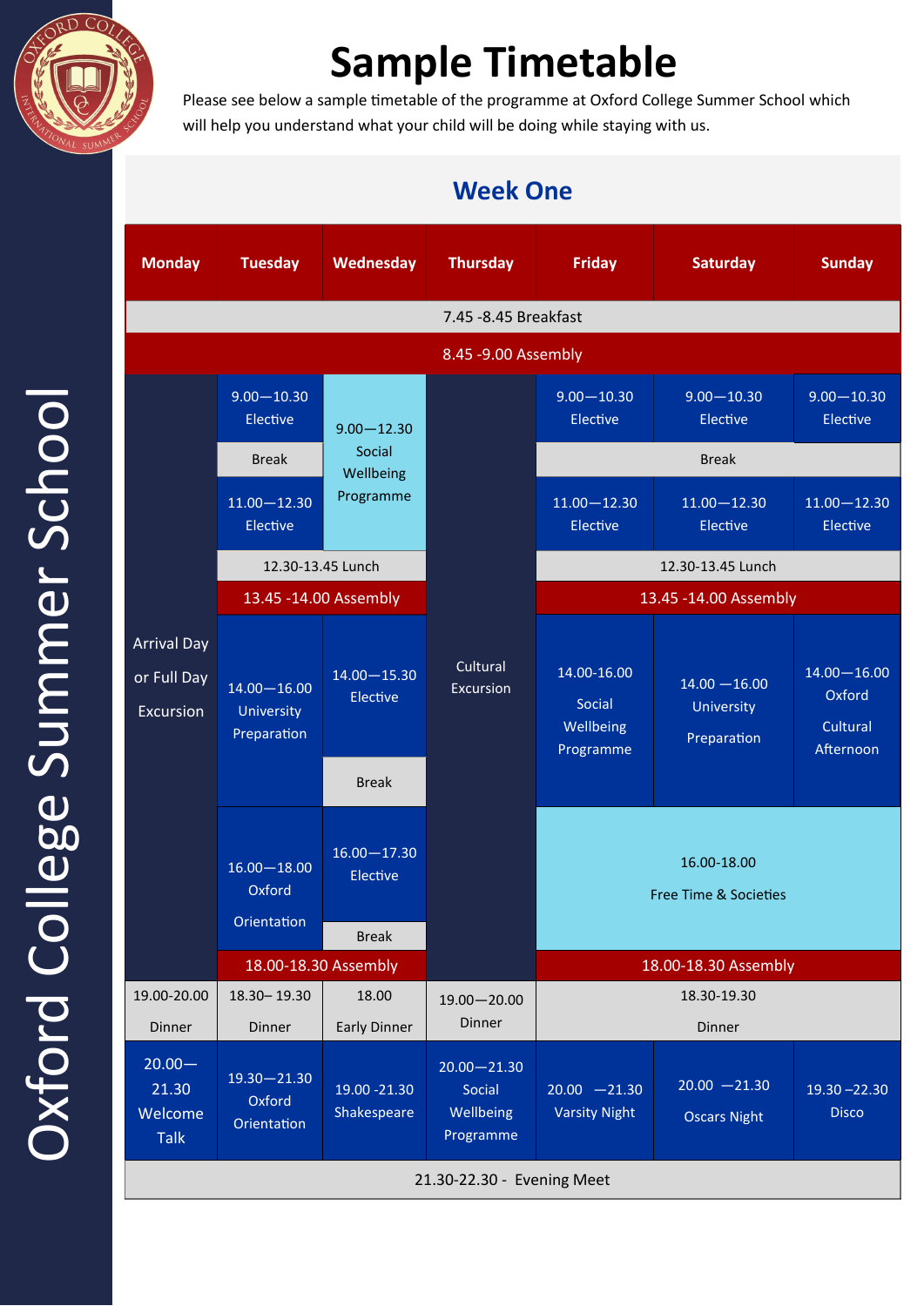# Sample Timetable

Please see below a sample timetable of the programme at Oxford College Summer School which will help you understand what your child will be doing while staying with us.

## Week One

| Monday | Tuesday | Wednesday | Thursday | Friday | Saturday | Sunday |
|---|---|---|---|---|---|---|
| 7.45 -8.45 Breakfast | | | | | | |
| 8.45 -9.00 Assembly | | | | | | |
| Arrival Day or Full Day Excursion | 9.00—10.30 Elective | 9.00—12.30 Social Wellbeing Programme | Cultural Excursion | 9.00—10.30 Elective | 9.00—10.30 Elective | 9.00—10.30 Elective |
| | Break | | | Break | Break | Break |
| | 11.00—12.30 Elective | | | 11.00—12.30 Elective | 11.00—12.30 Elective | 11.00—12.30 Elective |
| | 12.30-13.45 Lunch | 12.30-13.45 Lunch | | 12.30-13.45 Lunch | 12.30-13.45 Lunch | 12.30-13.45 Lunch |
| | 13.45 -14.00 Assembly | 13.45 -14.00 Assembly | | 13.45 -14.00 Assembly | 13.45 -14.00 Assembly | 13.45 -14.00 Assembly |
| | 14.00—16.00 University Preparation | 14.00—15.30 Elective | | 14.00-16.00 Social Wellbeing Programme | 14.00 —16.00 University Preparation | 14.00—16.00 Oxford Cultural Afternoon |
| | | Break | | | | |
| | 16.00—18.00 Oxford Orientation | 16.00—17.30 Elective | | 16.00-18.00 Free Time & Societies | 16.00-18.00 Free Time & Societies | 16.00-18.00 Free Time & Societies |
| | | Break | | | | |
| | 18.00-18.30 Assembly | 18.00-18.30 Assembly | | 18.00-18.30 Assembly | 18.00-18.30 Assembly | 18.00-18.30 Assembly |
| 19.00-20.00 Dinner | 18.30– 19.30 Dinner | 18.00 Early Dinner | 19.00—20.00 Dinner | 18.30-19.30 Dinner | 18.30-19.30 Dinner | 18.30-19.30 Dinner |
| 20.00—21.30 Welcome Talk | 19.30—21.30 Oxford Orientation | 19.00 -21.30 Shakespeare | 20.00—21.30 Social Wellbeing Programme | 20.00 —21.30 Varsity Night | 20.00 —21.30 Oscars Night | 19.30 –22.30 Disco |
| 21.30-22.30 - Evening Meet | | | | | | |

Oxford College Summer School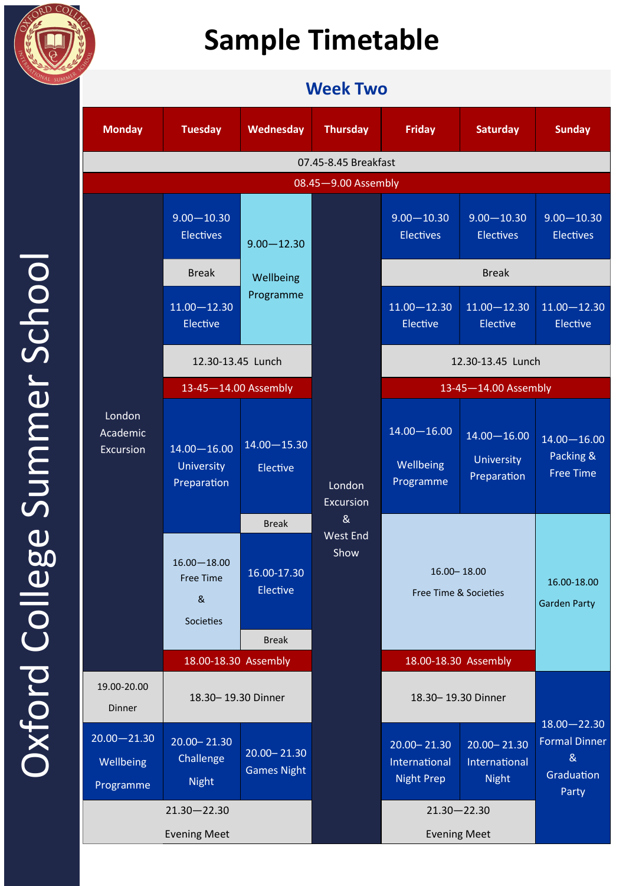# Sample Timetable

## Week Two

Oxford College Summer School

| Monday | Tuesday | Wednesday | Thursday | Friday | Saturday | Sunday |
|---|---|---|---|---|---|---|
| 07.45-8.45 Breakfast | | | | | | |
| 08.45—9.00 Assembly | | | | | | |
| London Academic Excursion | 9.00—10.30 Electives | 9.00—12.30 Wellbeing Programme | London Excursion & West End Show | 9.00—10.30 Electives | 9.00—10.30 Electives | 9.00—10.30 Electives |
| | Break | | | Break | | |
| | 11.00—12.30 Elective | | | 11.00—12.30 Elective | 11.00—12.30 Elective | 11.00—12.30 Elective |
| | 12.30-13.45 Lunch | | | 12.30-13.45 Lunch | | |
| | 13-45—14.00 Assembly | | | 13-45—14.00 Assembly | | |
| | 14.00—16.00 University Preparation | 14.00—15.30 Elective | | 14.00—16.00 Wellbeing Programme | 14.00—16.00 University Preparation | 14.00—16.00 Packing & Free Time |
| | | Break | | | | |
| | 16.00—18.00 Free Time & Societies | 16.00-17.30 Elective | | 16.00– 18.00 Free Time & Societies | | 16.00-18.00 Garden Party |
| | | Break | | | | |
| | 18.00-18.30 Assembly | | | 18.00-18.30 Assembly | | |
| 19.00-20.00 Dinner | 18.30– 19.30 Dinner | | | 18.30– 19.30 Dinner | | 18.00—22.30 Formal Dinner & Graduation Party |
| 20.00—21.30 Wellbeing Programme | 20.00– 21.30 Challenge Night | 20.00– 21.30 Games Night | | 20.00– 21.30 International Night Prep | 20.00– 21.30 International Night | |
| 21.30—22.30 Evening Meet | | | | 21.30—22.30 Evening Meet | | |